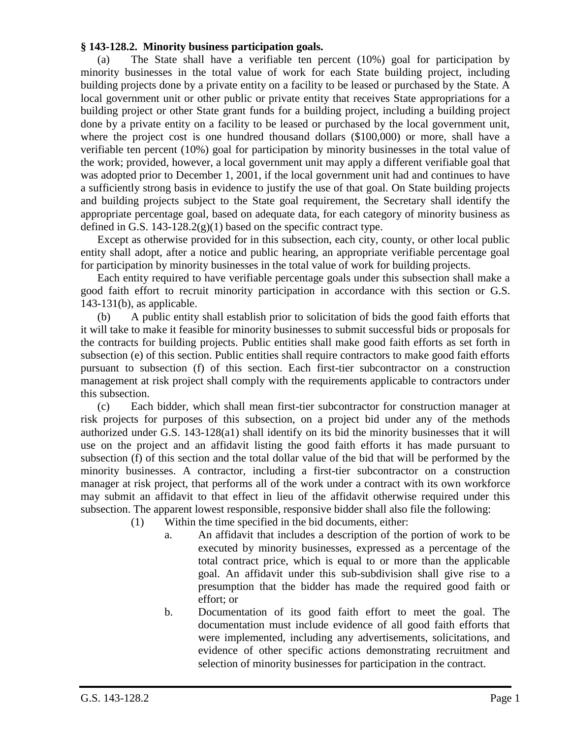**§ 143-128.2. Minority business participation goals.**

(a) The State shall have a verifiable ten percent (10%) goal for participation by minority businesses in the total value of work for each State building project, including building projects done by a private entity on a facility to be leased or purchased by the State. A local government unit or other public or private entity that receives State appropriations for a building project or other State grant funds for a building project, including a building project done by a private entity on a facility to be leased or purchased by the local government unit, where the project cost is one hundred thousand dollars ($100,000) or more, shall have a verifiable ten percent (10%) goal for participation by minority businesses in the total value of the work; provided, however, a local government unit may apply a different verifiable goal that was adopted prior to December 1, 2001, if the local government unit had and continues to have a sufficiently strong basis in evidence to justify the use of that goal. On State building projects and building projects subject to the State goal requirement, the Secretary shall identify the appropriate percentage goal, based on adequate data, for each category of minority business as defined in G.S. 143-128.2(g)(1) based on the specific contract type.

Except as otherwise provided for in this subsection, each city, county, or other local public entity shall adopt, after a notice and public hearing, an appropriate verifiable percentage goal for participation by minority businesses in the total value of work for building projects.

Each entity required to have verifiable percentage goals under this subsection shall make a good faith effort to recruit minority participation in accordance with this section or G.S. 143-131(b), as applicable.

(b) A public entity shall establish prior to solicitation of bids the good faith efforts that it will take to make it feasible for minority businesses to submit successful bids or proposals for the contracts for building projects. Public entities shall make good faith efforts as set forth in subsection (e) of this section. Public entities shall require contractors to make good faith efforts pursuant to subsection (f) of this section. Each first-tier subcontractor on a construction management at risk project shall comply with the requirements applicable to contractors under this subsection.

(c) Each bidder, which shall mean first-tier subcontractor for construction manager at risk projects for purposes of this subsection, on a project bid under any of the methods authorized under G.S. 143-128(a1) shall identify on its bid the minority businesses that it will use on the project and an affidavit listing the good faith efforts it has made pursuant to subsection (f) of this section and the total dollar value of the bid that will be performed by the minority businesses. A contractor, including a first-tier subcontractor on a construction manager at risk project, that performs all of the work under a contract with its own workforce may submit an affidavit to that effect in lieu of the affidavit otherwise required under this subsection. The apparent lowest responsible, responsive bidder shall also file the following:

(1) Within the time specified in the bid documents, either:

a. An affidavit that includes a description of the portion of work to be executed by minority businesses, expressed as a percentage of the total contract price, which is equal to or more than the applicable goal. An affidavit under this sub-subdivision shall give rise to a presumption that the bidder has made the required good faith or effort; or

b. Documentation of its good faith effort to meet the goal. The documentation must include evidence of all good faith efforts that were implemented, including any advertisements, solicitations, and evidence of other specific actions demonstrating recruitment and selection of minority businesses for participation in the contract.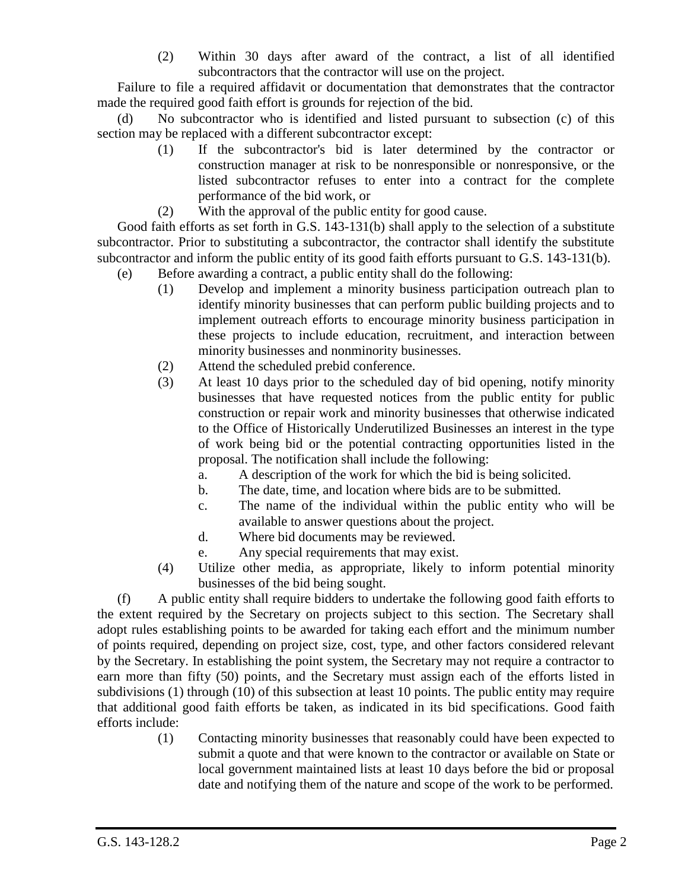(2) Within 30 days after award of the contract, a list of all identified subcontractors that the contractor will use on the project.

Failure to file a required affidavit or documentation that demonstrates that the contractor made the required good faith effort is grounds for rejection of the bid.

(d) No subcontractor who is identified and listed pursuant to subsection (c) of this section may be replaced with a different subcontractor except:

(1) If the subcontractor's bid is later determined by the contractor or construction manager at risk to be nonresponsible or nonresponsive, or the listed subcontractor refuses to enter into a contract for the complete performance of the bid work, or

(2) With the approval of the public entity for good cause.

Good faith efforts as set forth in G.S. 143-131(b) shall apply to the selection of a substitute subcontractor. Prior to substituting a subcontractor, the contractor shall identify the substitute subcontractor and inform the public entity of its good faith efforts pursuant to G.S. 143-131(b).

(e) Before awarding a contract, a public entity shall do the following:

(1) Develop and implement a minority business participation outreach plan to identify minority businesses that can perform public building projects and to implement outreach efforts to encourage minority business participation in these projects to include education, recruitment, and interaction between minority businesses and nonminority businesses.

(2) Attend the scheduled prebid conference.

(3) At least 10 days prior to the scheduled day of bid opening, notify minority businesses that have requested notices from the public entity for public construction or repair work and minority businesses that otherwise indicated to the Office of Historically Underutilized Businesses an interest in the type of work being bid or the potential contracting opportunities listed in the proposal. The notification shall include the following:

a. A description of the work for which the bid is being solicited.

b. The date, time, and location where bids are to be submitted.

c. The name of the individual within the public entity who will be available to answer questions about the project.

d. Where bid documents may be reviewed.

e. Any special requirements that may exist.

(4) Utilize other media, as appropriate, likely to inform potential minority businesses of the bid being sought.

(f) A public entity shall require bidders to undertake the following good faith efforts to the extent required by the Secretary on projects subject to this section. The Secretary shall adopt rules establishing points to be awarded for taking each effort and the minimum number of points required, depending on project size, cost, type, and other factors considered relevant by the Secretary. In establishing the point system, the Secretary may not require a contractor to earn more than fifty (50) points, and the Secretary must assign each of the efforts listed in subdivisions (1) through (10) of this subsection at least 10 points. The public entity may require that additional good faith efforts be taken, as indicated in its bid specifications. Good faith efforts include:

(1) Contacting minority businesses that reasonably could have been expected to submit a quote and that were known to the contractor or available on State or local government maintained lists at least 10 days before the bid or proposal date and notifying them of the nature and scope of the work to be performed.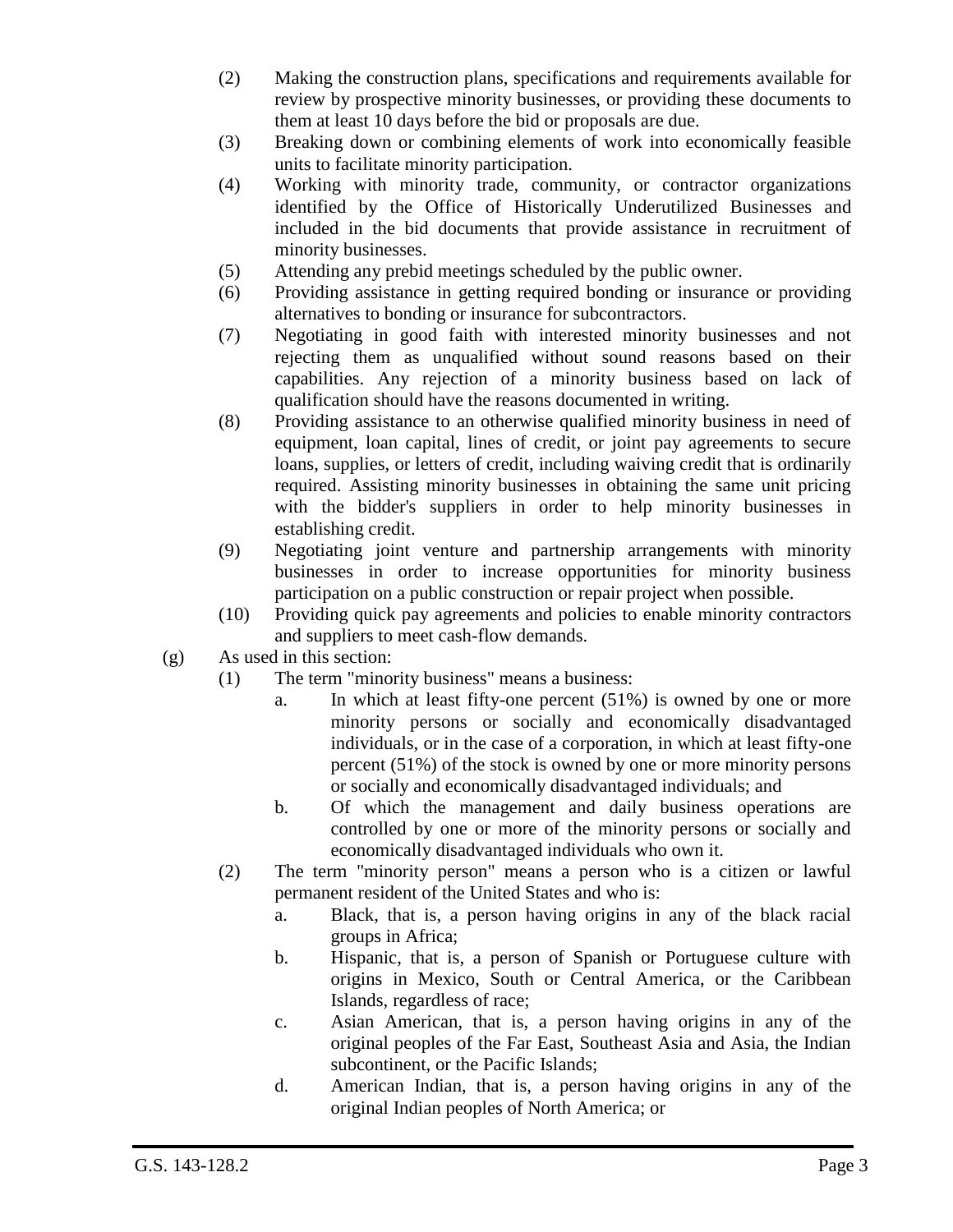(2) Making the construction plans, specifications and requirements available for review by prospective minority businesses, or providing these documents to them at least 10 days before the bid or proposals are due.

(3) Breaking down or combining elements of work into economically feasible units to facilitate minority participation.

(4) Working with minority trade, community, or contractor organizations identified by the Office of Historically Underutilized Businesses and included in the bid documents that provide assistance in recruitment of minority businesses.

(5) Attending any prebid meetings scheduled by the public owner.

(6) Providing assistance in getting required bonding or insurance or providing alternatives to bonding or insurance for subcontractors.

(7) Negotiating in good faith with interested minority businesses and not rejecting them as unqualified without sound reasons based on their capabilities. Any rejection of a minority business based on lack of qualification should have the reasons documented in writing.

(8) Providing assistance to an otherwise qualified minority business in need of equipment, loan capital, lines of credit, or joint pay agreements to secure loans, supplies, or letters of credit, including waiving credit that is ordinarily required. Assisting minority businesses in obtaining the same unit pricing with the bidder's suppliers in order to help minority businesses in establishing credit.

(9) Negotiating joint venture and partnership arrangements with minority businesses in order to increase opportunities for minority business participation on a public construction or repair project when possible.

(10) Providing quick pay agreements and policies to enable minority contractors and suppliers to meet cash-flow demands.

(g) As used in this section:

(1) The term "minority business" means a business:

a. In which at least fifty-one percent (51%) is owned by one or more minority persons or socially and economically disadvantaged individuals, or in the case of a corporation, in which at least fifty-one percent (51%) of the stock is owned by one or more minority persons or socially and economically disadvantaged individuals; and

b. Of which the management and daily business operations are controlled by one or more of the minority persons or socially and economically disadvantaged individuals who own it.

(2) The term "minority person" means a person who is a citizen or lawful permanent resident of the United States and who is:

a. Black, that is, a person having origins in any of the black racial groups in Africa;

b. Hispanic, that is, a person of Spanish or Portuguese culture with origins in Mexico, South or Central America, or the Caribbean Islands, regardless of race;

c. Asian American, that is, a person having origins in any of the original peoples of the Far East, Southeast Asia and Asia, the Indian subcontinent, or the Pacific Islands;

d. American Indian, that is, a person having origins in any of the original Indian peoples of North America; or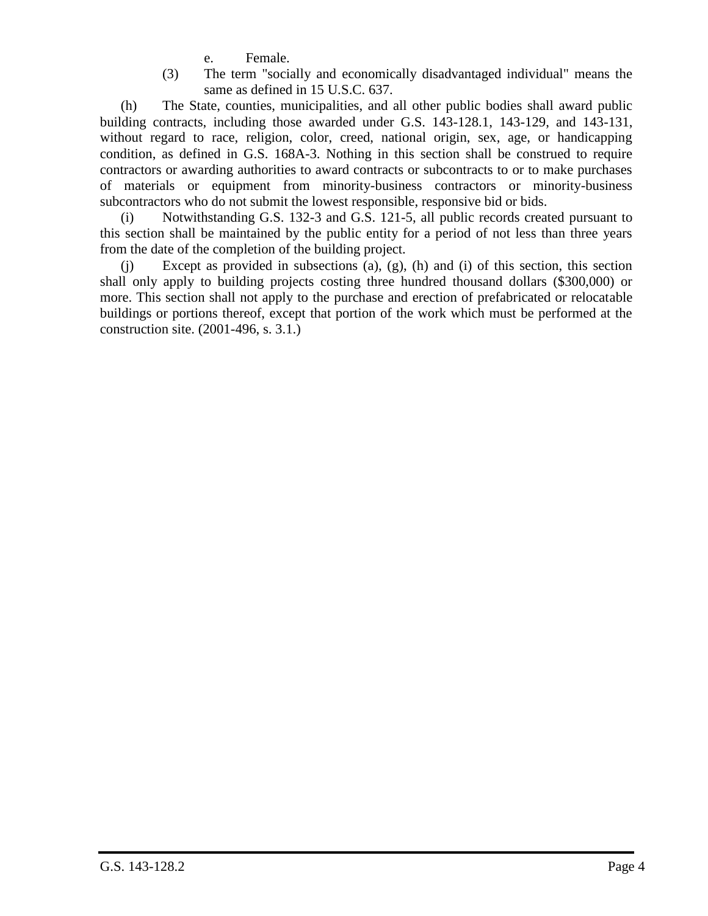e. Female.

(3) The term "socially and economically disadvantaged individual" means the same as defined in 15 U.S.C. 637.

(h) The State, counties, municipalities, and all other public bodies shall award public building contracts, including those awarded under G.S. 143-128.1, 143-129, and 143-131, without regard to race, religion, color, creed, national origin, sex, age, or handicapping condition, as defined in G.S. 168A-3. Nothing in this section shall be construed to require contractors or awarding authorities to award contracts or subcontracts to or to make purchases of materials or equipment from minority-business contractors or minority-business subcontractors who do not submit the lowest responsible, responsive bid or bids.

(i) Notwithstanding G.S. 132-3 and G.S. 121-5, all public records created pursuant to this section shall be maintained by the public entity for a period of not less than three years from the date of the completion of the building project.

(j) Except as provided in subsections (a), (g), (h) and (i) of this section, this section shall only apply to building projects costing three hundred thousand dollars ($300,000) or more. This section shall not apply to the purchase and erection of prefabricated or relocatable buildings or portions thereof, except that portion of the work which must be performed at the construction site. (2001-496, s. 3.1.)